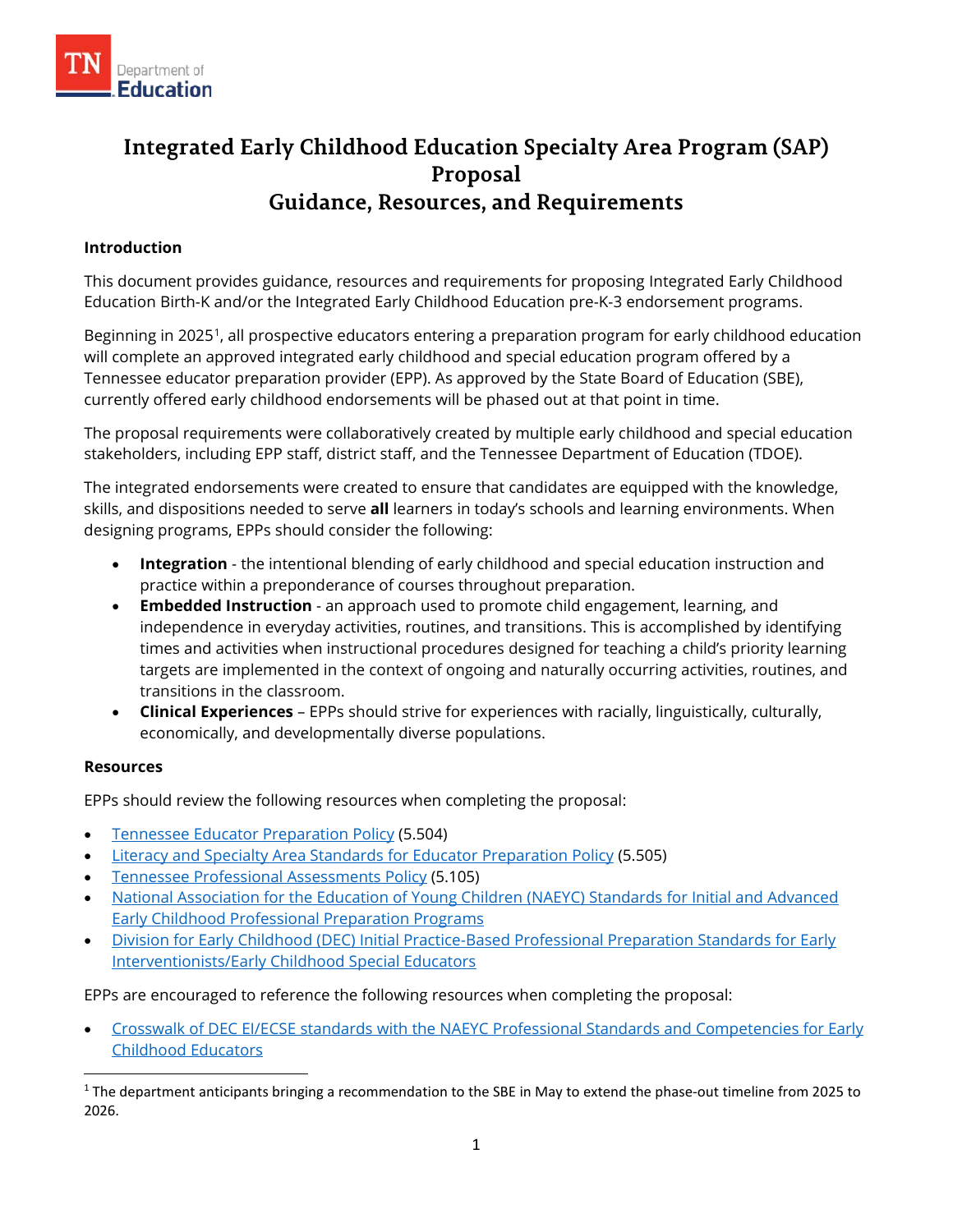# Integrated Early Childhood Education Specialty Area Program (SAP) Proposal
## Guidance, Resources, and Requirements

**Introduction**

This document provides guidance, resources and requirements for proposing Integrated Early Childhood Education Birth-K and/or the Integrated Early Childhood Education pre-K-3 endorsement programs.

Beginning in 2025[1], all prospective educators entering a preparation program for early childhood education will complete an approved integrated early childhood and special education program offered by a Tennessee educator preparation provider (EPP). As approved by the State Board of Education (SBE), currently offered early childhood endorsements will be phased out at that point in time.

The proposal requirements were collaboratively created by multiple early childhood and special education stakeholders, including EPP staff, district staff, and the Tennessee Department of Education (TDOE).

The integrated endorsements were created to ensure that candidates are equipped with the knowledge, skills, and dispositions needed to serve **all** learners in today's schools and learning environments. When designing programs, EPPs should consider the following:

- **Integration** - the intentional blending of early childhood and special education instruction and practice within a preponderance of courses throughout preparation.
- **Embedded Instruction** - an approach used to promote child engagement, learning, and independence in everyday activities, routines, and transitions. This is accomplished by identifying times and activities when instructional procedures designed for teaching a child's priority learning targets are implemented in the context of ongoing and naturally occurring activities, routines, and transitions in the classroom.
- **Clinical Experiences** – EPPs should strive for experiences with racially, linguistically, culturally, economically, and developmentally diverse populations.

**Resources**

EPPs should review the following resources when completing the proposal:

- Tennessee Educator Preparation Policy (5.504)
- Literacy and Specialty Area Standards for Educator Preparation Policy (5.505)
- Tennessee Professional Assessments Policy (5.105)
- National Association for the Education of Young Children (NAEYC) Standards for Initial and Advanced Early Childhood Professional Preparation Programs
- Division for Early Childhood (DEC) Initial Practice-Based Professional Preparation Standards for Early Interventionists/Early Childhood Special Educators

EPPs are encouraged to reference the following resources when completing the proposal:

- Crosswalk of DEC EI/ECSE standards with the NAEYC Professional Standards and Competencies for Early Childhood Educators

---

[1] The department anticipants bringing a recommendation to the SBE in May to extend the phase-out timeline from 2025 to 2026.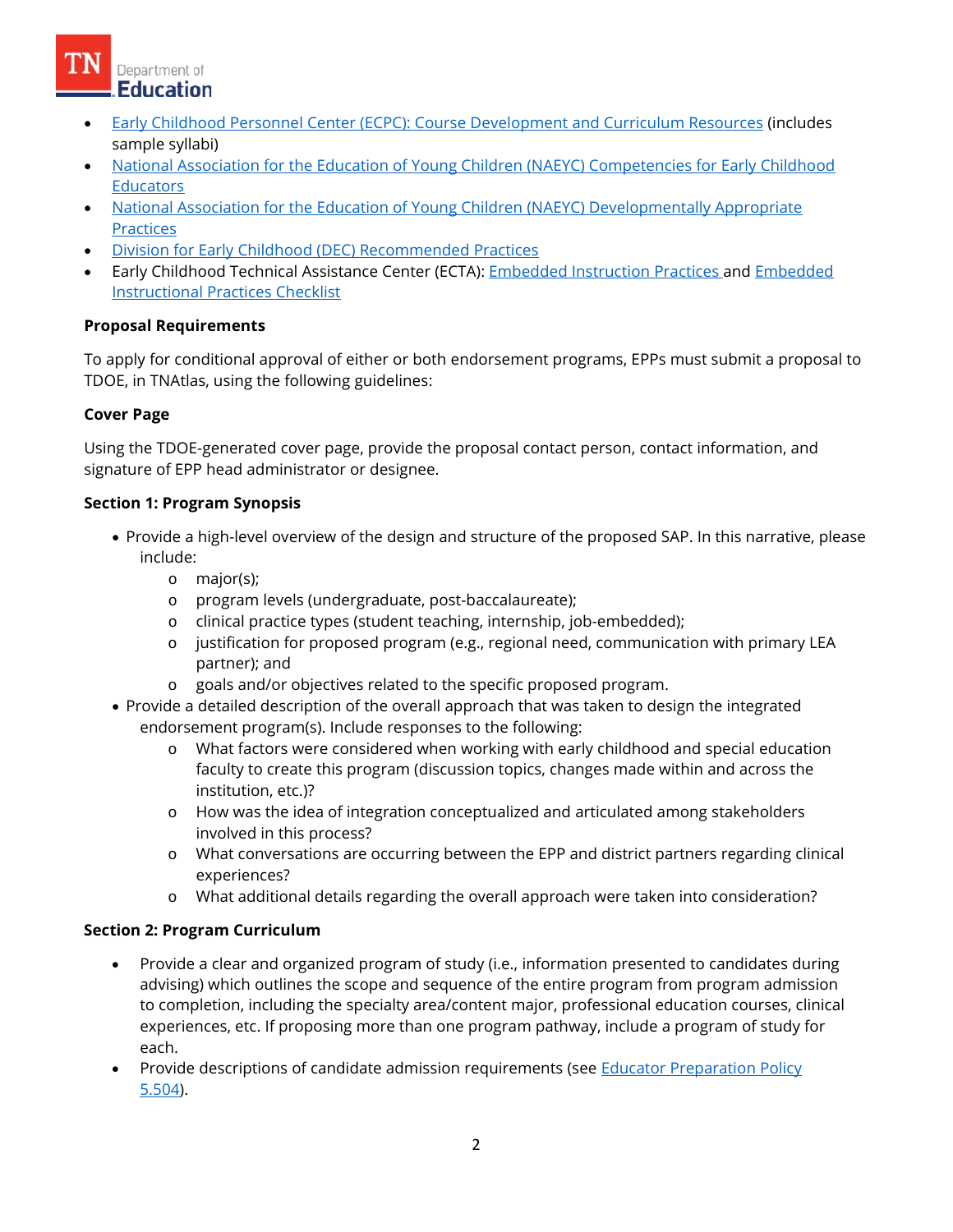- Early Childhood Personnel Center (ECPC): Course Development and Curriculum Resources (includes sample syllabi)
- National Association for the Education of Young Children (NAEYC) Competencies for Early Childhood Educators
- National Association for the Education of Young Children (NAEYC) Developmentally Appropriate Practices
- Division for Early Childhood (DEC) Recommended Practices
- Early Childhood Technical Assistance Center (ECTA): Embedded Instruction Practices and Embedded Instructional Practices Checklist

**Proposal Requirements**

To apply for conditional approval of either or both endorsement programs, EPPs must submit a proposal to TDOE, in TNAtlas, using the following guidelines:

**Cover Page**

Using the TDOE-generated cover page, provide the proposal contact person, contact information, and signature of EPP head administrator or designee.

**Section 1: Program Synopsis**

- Provide a high-level overview of the design and structure of the proposed SAP. In this narrative, please include:
  - major(s);
  - program levels (undergraduate, post-baccalaureate);
  - clinical practice types (student teaching, internship, job-embedded);
  - justification for proposed program (e.g., regional need, communication with primary LEA partner); and
  - goals and/or objectives related to the specific proposed program.
- Provide a detailed description of the overall approach that was taken to design the integrated endorsement program(s). Include responses to the following:
  - What factors were considered when working with early childhood and special education faculty to create this program (discussion topics, changes made within and across the institution, etc.)?
  - How was the idea of integration conceptualized and articulated among stakeholders involved in this process?
  - What conversations are occurring between the EPP and district partners regarding clinical experiences?
  - What additional details regarding the overall approach were taken into consideration?

**Section 2: Program Curriculum**

- Provide a clear and organized program of study (i.e., information presented to candidates during advising) which outlines the scope and sequence of the entire program from program admission to completion, including the specialty area/content major, professional education courses, clinical experiences, etc. If proposing more than one program pathway, include a program of study for each.
- Provide descriptions of candidate admission requirements (see Educator Preparation Policy 5.504).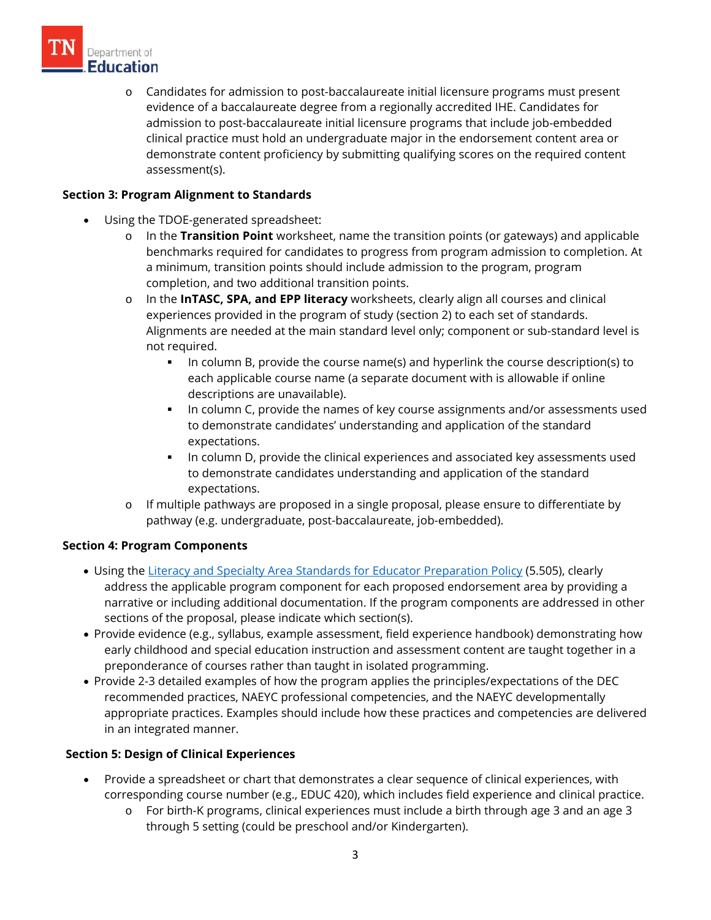- Candidates for admission to post-baccalaureate initial licensure programs must present evidence of a baccalaureate degree from a regionally accredited IHE. Candidates for admission to post-baccalaureate initial licensure programs that include job-embedded clinical practice must hold an undergraduate major in the endorsement content area or demonstrate content proficiency by submitting qualifying scores on the required content assessment(s).

**Section 3: Program Alignment to Standards**

- Using the TDOE-generated spreadsheet:
  - In the **Transition Point** worksheet, name the transition points (or gateways) and applicable benchmarks required for candidates to progress from program admission to completion. At a minimum, transition points should include admission to the program, program completion, and two additional transition points.
  - In the **InTASC, SPA, and EPP literacy** worksheets, clearly align all courses and clinical experiences provided in the program of study (section 2) to each set of standards. Alignments are needed at the main standard level only; component or sub-standard level is not required.
    - In column B, provide the course name(s) and hyperlink the course description(s) to each applicable course name (a separate document with is allowable if online descriptions are unavailable).
    - In column C, provide the names of key course assignments and/or assessments used to demonstrate candidates' understanding and application of the standard expectations.
    - In column D, provide the clinical experiences and associated key assessments used to demonstrate candidates understanding and application of the standard expectations.
  - If multiple pathways are proposed in a single proposal, please ensure to differentiate by pathway (e.g. undergraduate, post-baccalaureate, job-embedded).

**Section 4: Program Components**

- Using the Literacy and Specialty Area Standards for Educator Preparation Policy (5.505), clearly address the applicable program component for each proposed endorsement area by providing a narrative or including additional documentation. If the program components are addressed in other sections of the proposal, please indicate which section(s).
- Provide evidence (e.g., syllabus, example assessment, field experience handbook) demonstrating how early childhood and special education instruction and assessment content are taught together in a preponderance of courses rather than taught in isolated programming.
- Provide 2-3 detailed examples of how the program applies the principles/expectations of the DEC recommended practices, NAEYC professional competencies, and the NAEYC developmentally appropriate practices. Examples should include how these practices and competencies are delivered in an integrated manner.

**Section 5: Design of Clinical Experiences**

- Provide a spreadsheet or chart that demonstrates a clear sequence of clinical experiences, with corresponding course number (e.g., EDUC 420), which includes field experience and clinical practice.
  - For birth-K programs, clinical experiences must include a birth through age 3 and an age 3 through 5 setting (could be preschool and/or Kindergarten).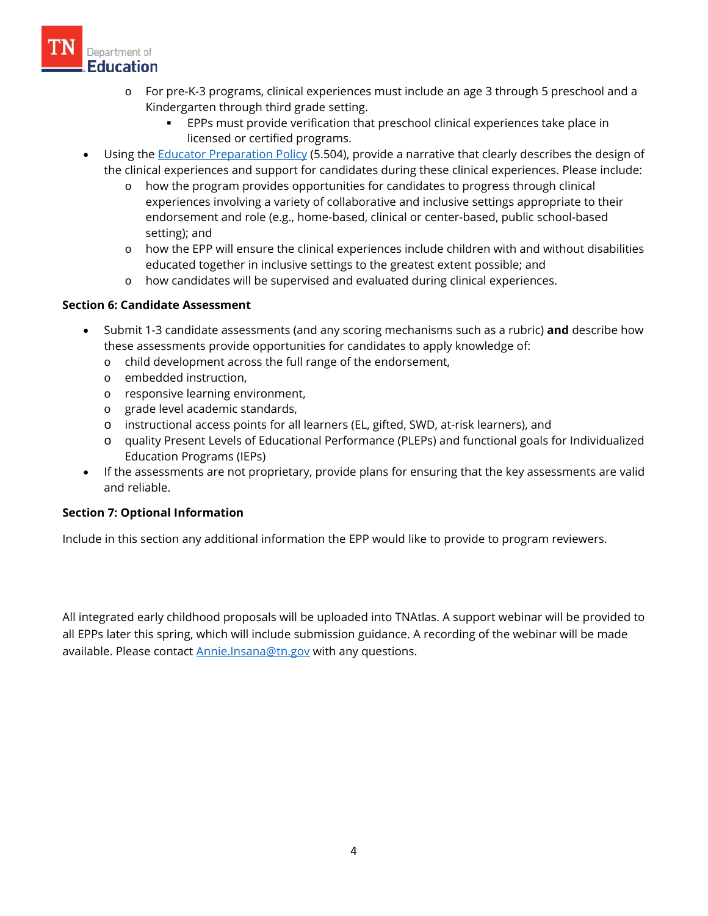- For pre-K-3 programs, clinical experiences must include an age 3 through 5 preschool and a Kindergarten through third grade setting.
    - EPPs must provide verification that preschool clinical experiences take place in licensed or certified programs.
- Using the [Educator Preparation Policy](#) (5.504), provide a narrative that clearly describes the design of the clinical experiences and support for candidates during these clinical experiences. Please include:
  - how the program provides opportunities for candidates to progress through clinical experiences involving a variety of collaborative and inclusive settings appropriate to their endorsement and role (e.g., home-based, clinical or center-based, public school-based setting); and
  - how the EPP will ensure the clinical experiences include children with and without disabilities educated together in inclusive settings to the greatest extent possible; and
  - how candidates will be supervised and evaluated during clinical experiences.

**Section 6: Candidate Assessment**

- Submit 1-3 candidate assessments (and any scoring mechanisms such as a rubric) **and** describe how these assessments provide opportunities for candidates to apply knowledge of:
  - child development across the full range of the endorsement,
  - embedded instruction,
  - responsive learning environment,
  - grade level academic standards,
  - instructional access points for all learners (EL, gifted, SWD, at-risk learners), and
  - quality Present Levels of Educational Performance (PLEPs) and functional goals for Individualized Education Programs (IEPs)
- If the assessments are not proprietary, provide plans for ensuring that the key assessments are valid and reliable.

**Section 7: Optional Information**

Include in this section any additional information the EPP would like to provide to program reviewers.

All integrated early childhood proposals will be uploaded into TNAtlas. A support webinar will be provided to all EPPs later this spring, which will include submission guidance. A recording of the webinar will be made available. Please contact [Annie.Insana@tn.gov](mailto:Annie.Insana@tn.gov) with any questions.